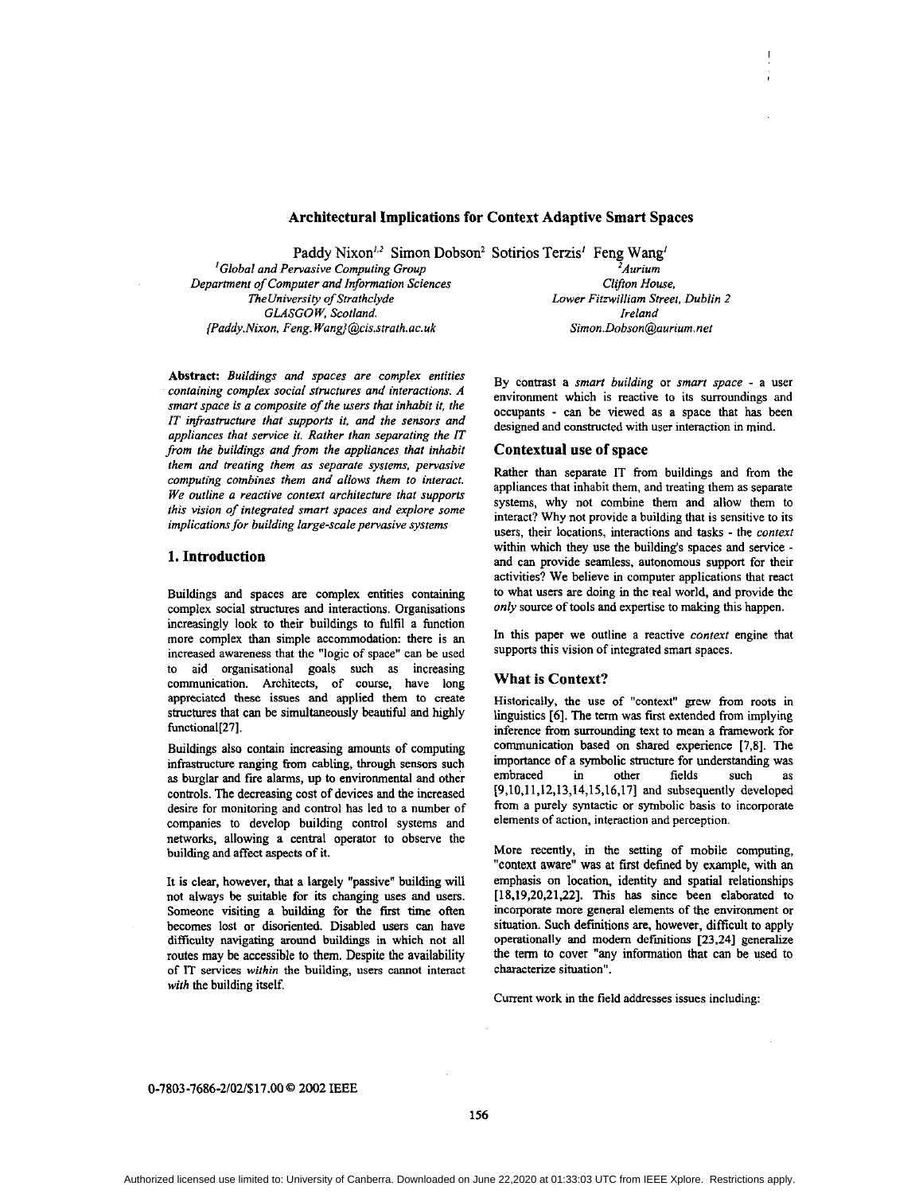# Architectural Implications for Context Adaptive Smart Spaces

Paddy Nixon[1,2] Simon Dobson[2] Sotirios Terzis[1] Feng Wang[1]

[1]*Global and Pervasive Computing Group*
*Department of Computer and Information Sciences*
*The University of Strathclyde*
*GLASGOW, Scotland.*
*{Paddy.Nixon, Feng.Wang}@cis.strath.ac.uk*

[2]*Aurium*
*Clifton House,*
*Lower Fitzwilliam Street, Dublin 2*
*Ireland*
*Simon.Dobson@aurium.net*

**Abstract:** *Buildings and spaces are complex entities containing complex social structures and interactions. A smart space is a composite of the users that inhabit it, the IT infrastructure that supports it, and the sensors and appliances that service it. Rather than separating the IT from the buildings and from the appliances that inhabit them and treating them as separate systems, pervasive computing combines them and allows them to interact. We outline a reactive context architecture that supports this vision of integrated smart spaces and explore some implications for building large-scale pervasive systems*

## 1. Introduction

Buildings and spaces are complex entities containing complex social structures and interactions. Organisations increasingly look to their buildings to fulfil a function more complex than simple accommodation: there is an increased awareness that the "logic of space" can be used to aid organisational goals such as increasing communication. Architects, of course, have long appreciated these issues and applied them to create structures that can be simultaneously beautiful and highly functional[27].

Buildings also contain increasing amounts of computing infrastructure ranging from cabling, through sensors such as burglar and fire alarms, up to environmental and other controls. The decreasing cost of devices and the increased desire for monitoring and control has led to a number of companies to develop building control systems and networks, allowing a central operator to observe the building and affect aspects of it.

It is clear, however, that a largely "passive" building will not always be suitable for its changing uses and users. Someone visiting a building for the first time often becomes lost or disoriented. Disabled users can have difficulty navigating around buildings in which not all routes may be accessible to them. Despite the availability of IT services *within* the building, users cannot interact *with* the building itself.

By contrast a *smart building* or *smart space* - a user environment which is reactive to its surroundings and occupants - can be viewed as a space that has been designed and constructed with user interaction in mind.

### Contextual use of space

Rather than separate IT from buildings and from the appliances that inhabit them, and treating them as separate systems, why not combine them and allow them to interact? Why not provide a building that is sensitive to its users, their locations, interactions and tasks - the *context* within which they use the building's spaces and service - and can provide seamless, autonomous support for their activities? We believe in computer applications that react to what users are doing in the real world, and provide the *only* source of tools and expertise to making this happen.

In this paper we outline a reactive *context* engine that supports this vision of integrated smart spaces.

### What is Context?

Historically, the use of "context" grew from roots in linguistics [6]. The term was first extended from implying inference from surrounding text to mean a framework for communication based on shared experience [7,8]. The importance of a symbolic structure for understanding was embraced in other fields such as [9,10,11,12,13,14,15,16,17] and subsequently developed from a purely syntactic or symbolic basis to incorporate elements of action, interaction and perception.

More recently, in the setting of mobile computing, "context aware" was at first defined by example, with an emphasis on location, identity and spatial relationships [18,19,20,21,22]. This has since been elaborated to incorporate more general elements of the environment or situation. Such definitions are, however, difficult to apply operationally and modern definitions [23,24] generalize the term to cover "any information that can be used to characterize situation".

Current work in the field addresses issues including: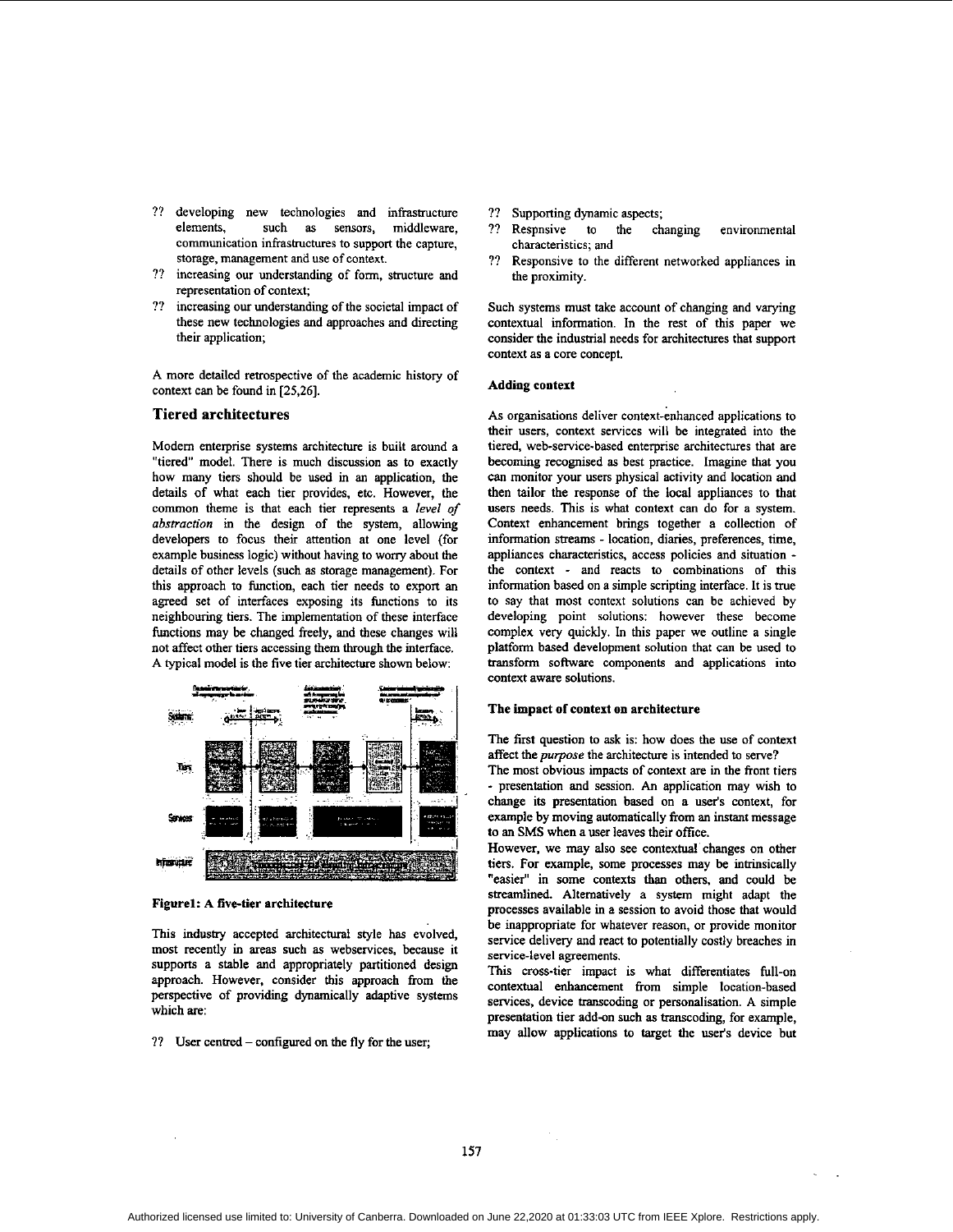?? developing new technologies and infrastructure elements, such as sensors, middleware, communication infrastructures to support the capture, storage, management and use of context.
?? increasing our understanding of form, structure and representation of context;
?? increasing our understanding of the societal impact of these new technologies and approaches and directing their application;

A more detailed retrospective of the academic history of context can be found in [25,26].

## Tiered architectures

Modern enterprise systems architecture is built around a "tiered" model. There is much discussion as to exactly how many tiers should be used in an application, the details of what each tier provides, etc. However, the common theme is that each tier represents a *level of abstraction* in the design of the system, allowing developers to focus their attention at one level (for example business logic) without having to worry about the details of other levels (such as storage management). For this approach to function, each tier needs to export an agreed set of interfaces exposing its functions to its neighbouring tiers. The implementation of these interface functions may be changed freely, and these changes will not affect other tiers accessing them through the interface. A typical model is the five tier architecture shown below:

**Figure1: A five-tier architecture**

This industry accepted architectural style has evolved, most recently in areas such as webservices, because it supports a stable and appropriately partitioned design approach. However, consider this approach from the perspective of providing dynamically adaptive systems which are:

?? User centred – configured on the fly for the user;
?? Supporting dynamic aspects;
?? Respnsive to the changing environmental characteristics; and
?? Responsive to the different networked appliances in the proximity.

Such systems must take account of changing and varying contextual information. In the rest of this paper we consider the industrial needs for architectures that support context as a core concept.

### Adding context

As organisations deliver context-enhanced applications to their users, context services will be integrated into the tiered, web-service-based enterprise architectures that are becoming recognised as best practice. Imagine that you can monitor your users physical activity and location and then tailor the response of the local appliances to that users needs. This is what context can do for a system. Context enhancement brings together a collection of information streams - location, diaries, preferences, time, appliances characteristics, access policies and situation - the context - and reacts to combinations of this information based on a simple scripting interface. It is true to say that most context solutions can be achieved by developing point solutions: however these become complex very quickly. In this paper we outline a single platform based development solution that can be used to transform software components and applications into context aware solutions.

### The impact of context on architecture

The first question to ask is: how does the use of context affect the *purpose* the architecture is intended to serve?

The most obvious impacts of context are in the front tiers - presentation and session. An application may wish to change its presentation based on a user's context, for example by moving automatically from an instant message to an SMS when a user leaves their office.

However, we may also see contextual changes on other tiers. For example, some processes may be intrinsically "easier" in some contexts than others, and could be streamlined. Alternatively a system might adapt the processes available in a session to avoid those that would be inappropriate for whatever reason, or provide monitor service delivery and react to potentially costly breaches in service-level agreements.

This cross-tier impact is what differentiates full-on contextual enhancement from simple location-based services, device transcoding or personalisation. A simple presentation tier add-on such as transcoding, for example, may allow applications to target the user's device but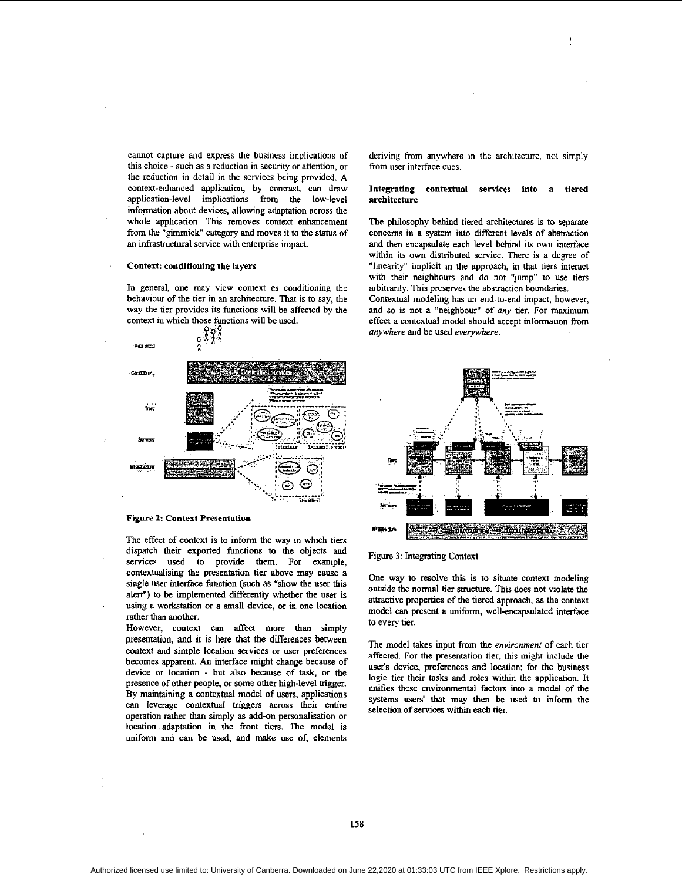cannot capture and express the business implications of this choice - such as a reduction in security or attention, or the reduction in detail in the services being provided. A context-enhanced application, by contrast, can draw application-level implications from the low-level information about devices, allowing adaptation across the whole application. This removes context enhancement from the "gimmick" category and moves it to the status of an infrastructural service with enterprise impact.

### Context: conditioning the layers

In general, one may view context as conditioning the behaviour of the tier in an architecture. That is to say, the way the tier provides its functions will be affected by the context in which those functions will be used.

**Figure 2: Context Presentation**

The effect of context is to inform the way in which tiers dispatch their exported functions to the objects and services used to provide them. For example, contextualising the presentation tier above may cause a single user interface function (such as "show the user this alert") to be implemented differently whether the user is using a workstation or a small device, or in one location rather than another.

However, context can affect more than simply presentation, and it is here that the differences between context and simple location services or user preferences becomes apparent. An interface might change because of device or location - but also because of task, or the presence of other people, or some other high-level trigger. By maintaining a contextual model of users, applications can leverage contextual triggers across their entire operation rather than simply as add-on personalisation or location adaptation in the front tiers. The model is uniform and can be used, and make use of, elements deriving from anywhere in the architecture, not simply from user interface cues.

### Integrating contextual services into a tiered architecture

The philosophy behind tiered architectures is to separate concerns in a system into different levels of abstraction and then encapsulate each level behind its own interface within its own distributed service. There is a degree of "linearity" implicit in the approach, in that tiers interact with their neighbours and do not "jump" to use tiers arbitrarily. This preserves the abstraction boundaries.

Contextual modeling has an end-to-end impact, however, and so is not a "neighbour" of *any* tier. For maximum effect a contextual model should accept information from *anywhere* and be used *everywhere*.

Figure 3: Integrating Context

One way to resolve this is to situate context modeling outside the normal tier structure. This does not violate the attractive properties of the tiered approach, as the context model can present a uniform, well-encapsulated interface to every tier.

The model takes input from the *environment* of each tier affected. For the presentation tier, this might include the user's device, preferences and location; for the business logic tier their tasks and roles within the application. It unifies these environmental factors into a model of the systems users' that may then be used to inform the selection of services within each tier.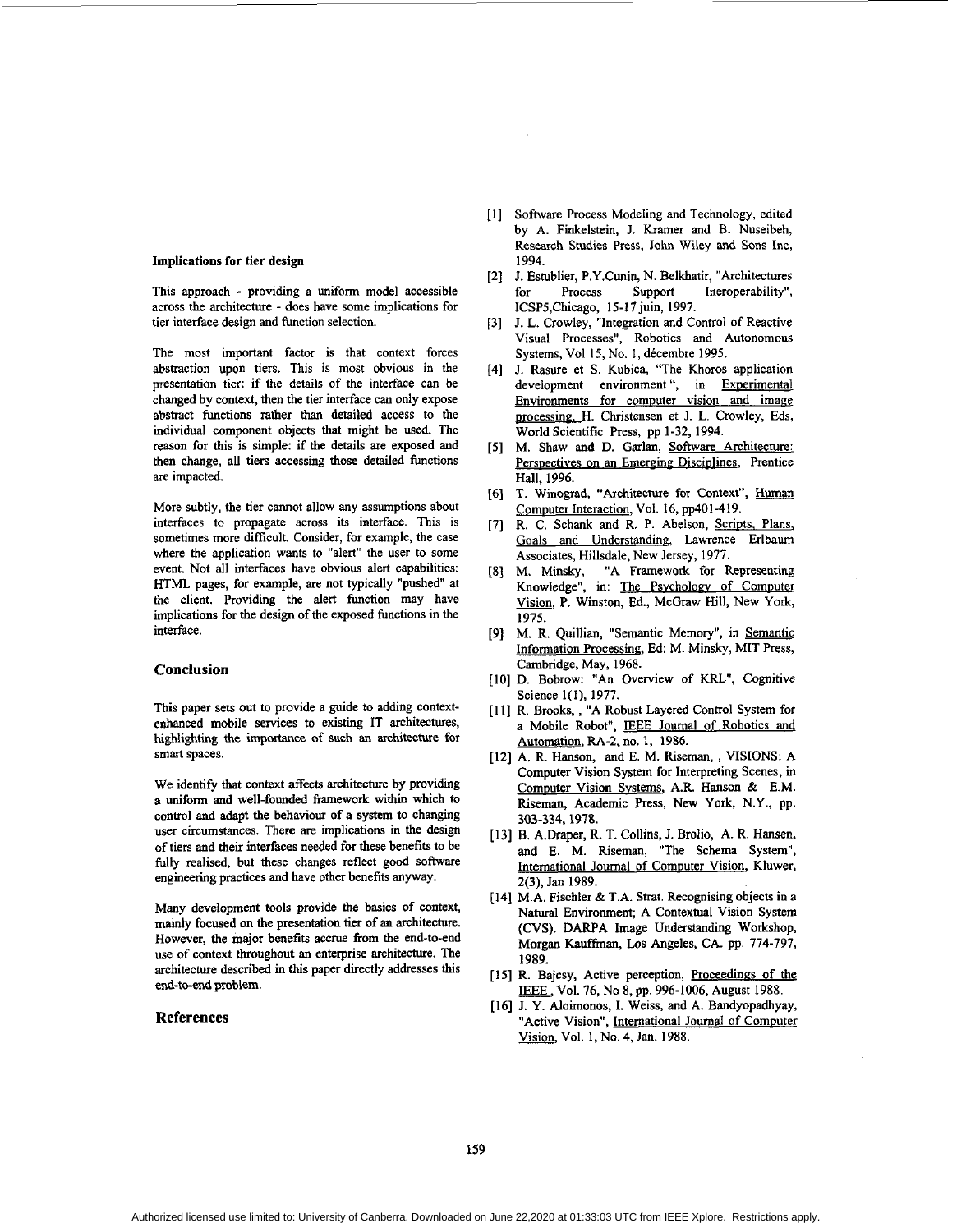### Implications for tier design

This approach - providing a uniform model accessible across the architecture - does have some implications for tier interface design and function selection.

The most important factor is that context forces abstraction upon tiers. This is most obvious in the presentation tier: if the details of the interface can be changed by context, then the tier interface can only expose abstract functions rather than detailed access to the individual component objects that might be used. The reason for this is simple: if the details are exposed and then change, all tiers accessing those detailed functions are impacted.

More subtly, the tier cannot allow any assumptions about interfaces to propagate across its interface. This is sometimes more difficult. Consider, for example, the case where the application wants to "alert" the user to some event. Not all interfaces have obvious alert capabilities: HTML pages, for example, are not typically "pushed" at the client. Providing the alert function may have implications for the design of the exposed functions in the interface.

## Conclusion

This paper sets out to provide a guide to adding context-enhanced mobile services to existing IT architectures, highlighting the importance of such an architecture for smart spaces.

We identify that context affects architecture by providing a uniform and well-founded framework within which to control and adapt the behaviour of a system to changing user circumstances. There are implications in the design of tiers and their interfaces needed for these benefits to be fully realised, but these changes reflect good software engineering practices and have other benefits anyway.

Many development tools provide the basics of context, mainly focused on the presentation tier of an architecture. However, the major benefits accrue from the end-to-end use of context throughout an enterprise architecture. The architecture described in this paper directly addresses this end-to-end problem.

## References

[1] Software Process Modeling and Technology, edited by A. Finkelstein, J. Kramer and B. Nuseibeh, Research Studies Press, John Wiley and Sons Inc, 1994.

[2] J. Estublier, P.Y.Cunin, N. Belkhatir, "Architectures for Process Support Ineroperability", ICSP5,Chicago, 15-17 juin, 1997.

[3] J. L. Crowley, "Integration and Control of Reactive Visual Processes", Robotics and Autonomous Systems, Vol 15, No. 1, décembre 1995.

[4] J. Rasure et S. Kubica, "The Khoros application development environment", in Experimental Environments for computer vision and image processing, H. Christensen et J. L. Crowley, Eds, World Scientific Press, pp 1-32, 1994.

[5] M. Shaw and D. Garlan, Software Architecture: Perspectives on an Emerging Disciplines, Prentice Hall, 1996.

[6] T. Winograd, "Architecture for Context", Human Computer Interaction, Vol. 16, pp401-419.

[7] R. C. Schank and R. P. Abelson, Scripts, Plans, Goals and Understanding, Lawrence Erlbaum Associates, Hillsdale, New Jersey, 1977.

[8] M. Minsky, "A Framework for Representing Knowledge", in: The Psychology of Computer Vision, P. Winston, Ed., McGraw Hill, New York, 1975.

[9] M. R. Quillian, "Semantic Memory", in Semantic Information Processing, Ed: M. Minsky, MIT Press, Cambridge, May, 1968.

[10] D. Bobrow: "An Overview of KRL", Cognitive Science 1(1), 1977.

[11] R. Brooks, , "A Robust Layered Control System for a Mobile Robot", IEEE Journal of Robotics and Automation, RA-2, no. 1, 1986.

[12] A. R. Hanson, and E. M. Riseman, , VISIONS: A Computer Vision System for Interpreting Scenes, in Computer Vision Systems, A.R. Hanson & E.M. Riseman, Academic Press, New York, N.Y., pp. 303-334, 1978.

[13] B. A.Draper, R. T. Collins, J. Brolio, A. R. Hansen, and E. M. Riseman, "The Schema System", International Journal of Computer Vision, Kluwer, 2(3), Jan 1989.

[14] M.A. Fischler & T.A. Strat. Recognising objects in a Natural Environment; A Contextual Vision System (CVS). DARPA Image Understanding Workshop, Morgan Kauffman, Los Angeles, CA. pp. 774-797, 1989.

[15] R. Bajcsy, Active perception, Proceedings of the IEEE, Vol. 76, No 8, pp. 996-1006, August 1988.

[16] J. Y. Aloimonos, I. Weiss, and A. Bandyopadhyay, "Active Vision", International Journal of Computer Vision, Vol. 1, No. 4, Jan. 1988.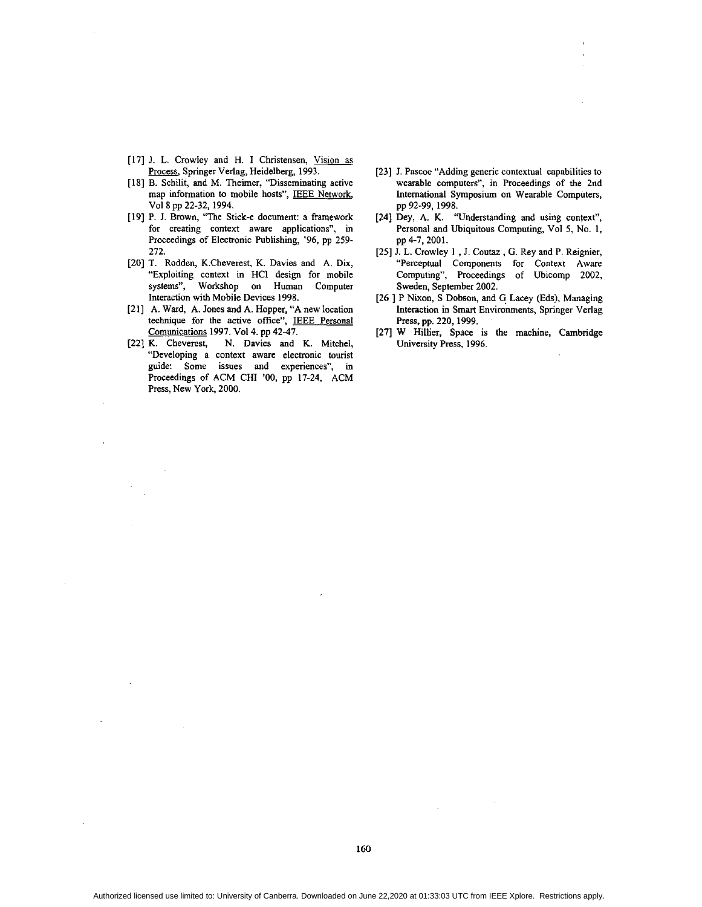[17] J. L. Crowley and H. I Christensen, Vision as Process, Springer Verlag, Heidelberg, 1993.

[18] B. Schilit, and M. Theimer, "Disseminating active map information to mobile hosts", IEEE Network, Vol 8 pp 22-32, 1994.

[19] P. J. Brown, "The Stick-e document: a framework for creating context aware applications", in Proceedings of Electronic Publishing, '96, pp 259-272.

[20] T. Rodden, K.Cheverest, K. Davies and A. Dix, "Exploiting context in HCl design for mobile systems", Workshop on Human Computer Interaction with Mobile Devices 1998.

[21] A. Ward, A. Jones and A. Hopper, "A new location technique for the active office", IEEE Personal Comunications 1997. Vol 4. pp 42-47.

[22] K. Cheverest, N. Davies and K. Mitchel, "Developing a context aware electronic tourist guide: Some issues and experiences", in Proceedings of ACM CHI '00, pp 17-24, ACM Press, New York, 2000.

[23] J. Pascoe "Adding generic contextual capabilities to wearable computers", in Proceedings of the 2nd International Symposium on Wearable Computers, pp 92-99, 1998.

[24] Dey, A. K. "Understanding and using context", Personal and Ubiquitous Computing, Vol 5, No. 1, pp 4-7, 2001.

[25] J. L. Crowley l , J. Coutaz , G. Rey and P. Reignier, "Perceptual Components for Context Aware Computing", Proceedings of Ubicomp 2002, Sweden, September 2002.

[26 ] P Nixon, S Dobson, and G Lacey (Eds), Managing Interaction in Smart Environments, Springer Verlag Press, pp. 220, 1999.

[27] W Hillier, Space is the machine, Cambridge University Press, 1996.